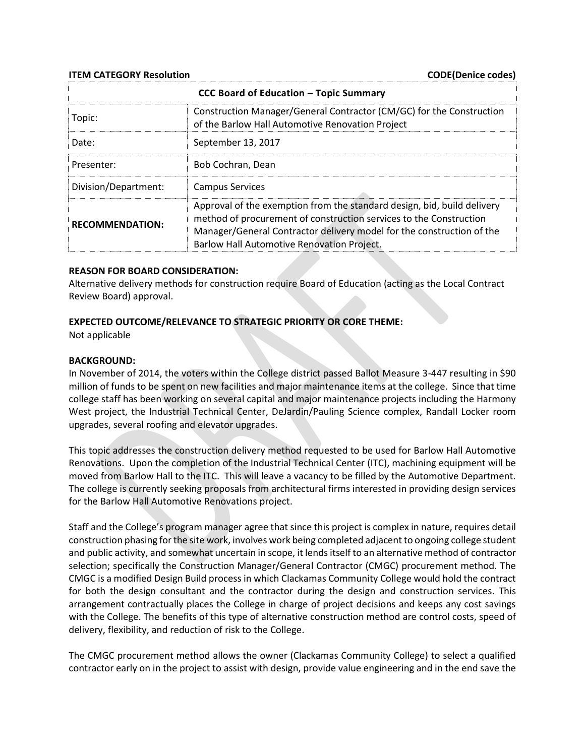**ITEM CATEGORY Resolution** **CODE(Denice codes)**

| CCC Board of Education – Topic Summary | |
|---|---|
| Topic: | Construction Manager/General Contractor (CM/GC) for the Construction of the Barlow Hall Automotive Renovation Project |
| Date: | September 13, 2017 |
| Presenter: | Bob Cochran, Dean |
| Division/Department: | Campus Services |
| **RECOMMENDATION:** | Approval of the exemption from the standard design, bid, build delivery method of procurement of construction services to the Construction Manager/General Contractor delivery model for the construction of the Barlow Hall Automotive Renovation Project. |

**REASON FOR BOARD CONSIDERATION:**
Alternative delivery methods for construction require Board of Education (acting as the Local Contract Review Board) approval.

**EXPECTED OUTCOME/RELEVANCE TO STRATEGIC PRIORITY OR CORE THEME:**
Not applicable

**BACKGROUND:**
In November of 2014, the voters within the College district passed Ballot Measure 3-447 resulting in $90 million of funds to be spent on new facilities and major maintenance items at the college. Since that time college staff has been working on several capital and major maintenance projects including the Harmony West project, the Industrial Technical Center, DeJardin/Pauling Science complex, Randall Locker room upgrades, several roofing and elevator upgrades.

This topic addresses the construction delivery method requested to be used for Barlow Hall Automotive Renovations. Upon the completion of the Industrial Technical Center (ITC), machining equipment will be moved from Barlow Hall to the ITC. This will leave a vacancy to be filled by the Automotive Department. The college is currently seeking proposals from architectural firms interested in providing design services for the Barlow Hall Automotive Renovations project.

Staff and the College's program manager agree that since this project is complex in nature, requires detail construction phasing for the site work, involves work being completed adjacent to ongoing college student and public activity, and somewhat uncertain in scope, it lends itself to an alternative method of contractor selection; specifically the Construction Manager/General Contractor (CMGC) procurement method. The CMGC is a modified Design Build process in which Clackamas Community College would hold the contract for both the design consultant and the contractor during the design and construction services. This arrangement contractually places the College in charge of project decisions and keeps any cost savings with the College. The benefits of this type of alternative construction method are control costs, speed of delivery, flexibility, and reduction of risk to the College.

The CMGC procurement method allows the owner (Clackamas Community College) to select a qualified contractor early on in the project to assist with design, provide value engineering and in the end save the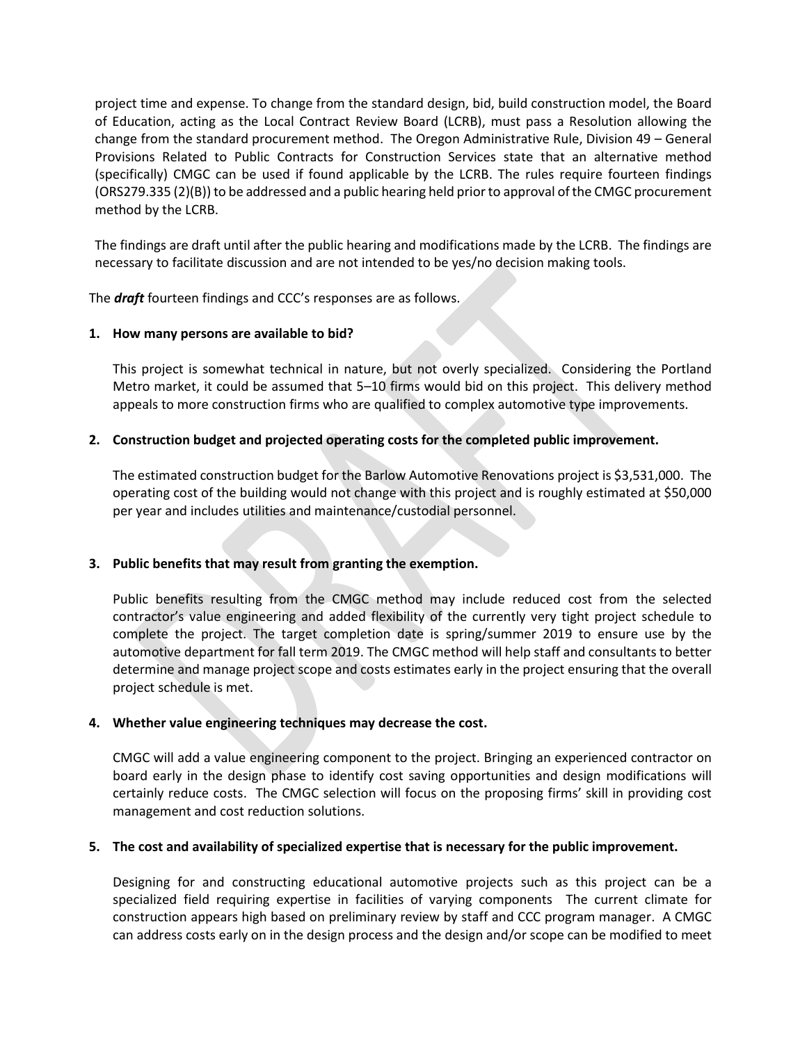project time and expense. To change from the standard design, bid, build construction model, the Board of Education, acting as the Local Contract Review Board (LCRB), must pass a Resolution allowing the change from the standard procurement method. The Oregon Administrative Rule, Division 49 – General Provisions Related to Public Contracts for Construction Services state that an alternative method (specifically) CMGC can be used if found applicable by the LCRB. The rules require fourteen findings (ORS279.335 (2)(B)) to be addressed and a public hearing held prior to approval of the CMGC procurement method by the LCRB.

The findings are draft until after the public hearing and modifications made by the LCRB. The findings are necessary to facilitate discussion and are not intended to be yes/no decision making tools.

The ***draft*** fourteen findings and CCC's responses are as follows.

1. **How many persons are available to bid?**

   This project is somewhat technical in nature, but not overly specialized. Considering the Portland Metro market, it could be assumed that 5–10 firms would bid on this project. This delivery method appeals to more construction firms who are qualified to complex automotive type improvements.

2. **Construction budget and projected operating costs for the completed public improvement.**

   The estimated construction budget for the Barlow Automotive Renovations project is $3,531,000. The operating cost of the building would not change with this project and is roughly estimated at $50,000 per year and includes utilities and maintenance/custodial personnel.

3. **Public benefits that may result from granting the exemption.**

   Public benefits resulting from the CMGC method may include reduced cost from the selected contractor's value engineering and added flexibility of the currently very tight project schedule to complete the project. The target completion date is spring/summer 2019 to ensure use by the automotive department for fall term 2019. The CMGC method will help staff and consultants to better determine and manage project scope and costs estimates early in the project ensuring that the overall project schedule is met.

4. **Whether value engineering techniques may decrease the cost.**

   CMGC will add a value engineering component to the project. Bringing an experienced contractor on board early in the design phase to identify cost saving opportunities and design modifications will certainly reduce costs. The CMGC selection will focus on the proposing firms' skill in providing cost management and cost reduction solutions.

5. **The cost and availability of specialized expertise that is necessary for the public improvement.**

   Designing for and constructing educational automotive projects such as this project can be a specialized field requiring expertise in facilities of varying components The current climate for construction appears high based on preliminary review by staff and CCC program manager. A CMGC can address costs early on in the design process and the design and/or scope can be modified to meet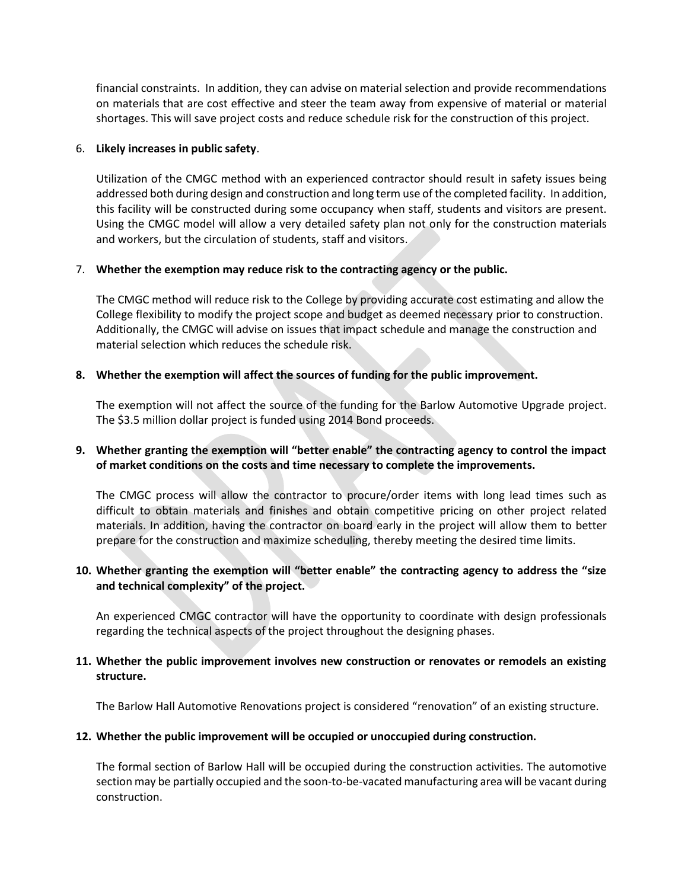financial constraints. In addition, they can advise on material selection and provide recommendations on materials that are cost effective and steer the team away from expensive of material or material shortages. This will save project costs and reduce schedule risk for the construction of this project.

6. **Likely increases in public safety**.

   Utilization of the CMGC method with an experienced contractor should result in safety issues being addressed both during design and construction and long term use of the completed facility. In addition, this facility will be constructed during some occupancy when staff, students and visitors are present. Using the CMGC model will allow a very detailed safety plan not only for the construction materials and workers, but the circulation of students, staff and visitors.

7. **Whether the exemption may reduce risk to the contracting agency or the public.**

   The CMGC method will reduce risk to the College by providing accurate cost estimating and allow the College flexibility to modify the project scope and budget as deemed necessary prior to construction. Additionally, the CMGC will advise on issues that impact schedule and manage the construction and material selection which reduces the schedule risk.

8. **Whether the exemption will affect the sources of funding for the public improvement.**

   The exemption will not affect the source of the funding for the Barlow Automotive Upgrade project. The $3.5 million dollar project is funded using 2014 Bond proceeds.

9. **Whether granting the exemption will "better enable" the contracting agency to control the impact of market conditions on the costs and time necessary to complete the improvements.**

   The CMGC process will allow the contractor to procure/order items with long lead times such as difficult to obtain materials and finishes and obtain competitive pricing on other project related materials. In addition, having the contractor on board early in the project will allow them to better prepare for the construction and maximize scheduling, thereby meeting the desired time limits.

10. **Whether granting the exemption will "better enable" the contracting agency to address the "size and technical complexity" of the project.**

    An experienced CMGC contractor will have the opportunity to coordinate with design professionals regarding the technical aspects of the project throughout the designing phases.

11. **Whether the public improvement involves new construction or renovates or remodels an existing structure.**

    The Barlow Hall Automotive Renovations project is considered "renovation" of an existing structure.

12. **Whether the public improvement will be occupied or unoccupied during construction.**

    The formal section of Barlow Hall will be occupied during the construction activities. The automotive section may be partially occupied and the soon-to-be-vacated manufacturing area will be vacant during construction.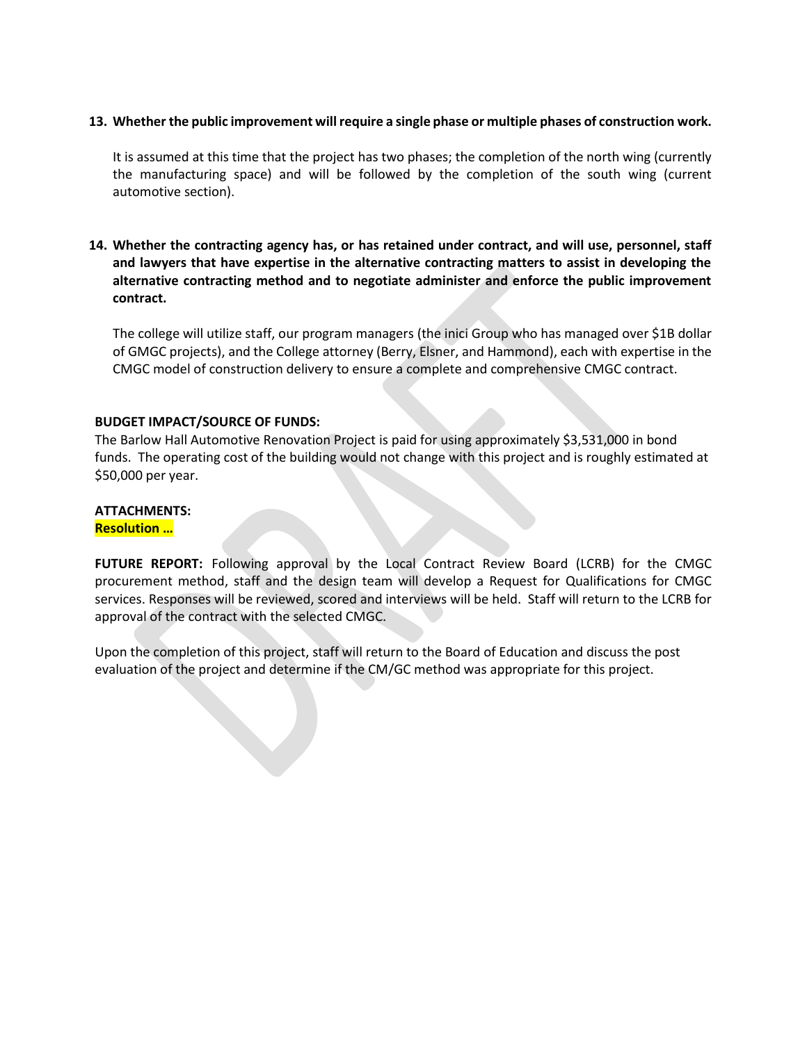**13. Whether the public improvement will require a single phase or multiple phases of construction work.**

It is assumed at this time that the project has two phases; the completion of the north wing (currently the manufacturing space) and will be followed by the completion of the south wing (current automotive section).

**14. Whether the contracting agency has, or has retained under contract, and will use, personnel, staff and lawyers that have expertise in the alternative contracting matters to assist in developing the alternative contracting method and to negotiate administer and enforce the public improvement contract.**

The college will utilize staff, our program managers (the inici Group who has managed over $1B dollar of GMGC projects), and the College attorney (Berry, Elsner, and Hammond), each with expertise in the CMGC model of construction delivery to ensure a complete and comprehensive CMGC contract.

**BUDGET IMPACT/SOURCE OF FUNDS:**

The Barlow Hall Automotive Renovation Project is paid for using approximately $3,531,000 in bond funds. The operating cost of the building would not change with this project and is roughly estimated at $50,000 per year.

**ATTACHMENTS:**

**Resolution …**

**FUTURE REPORT:** Following approval by the Local Contract Review Board (LCRB) for the CMGC procurement method, staff and the design team will develop a Request for Qualifications for CMGC services. Responses will be reviewed, scored and interviews will be held. Staff will return to the LCRB for approval of the contract with the selected CMGC.

Upon the completion of this project, staff will return to the Board of Education and discuss the post evaluation of the project and determine if the CM/GC method was appropriate for this project.